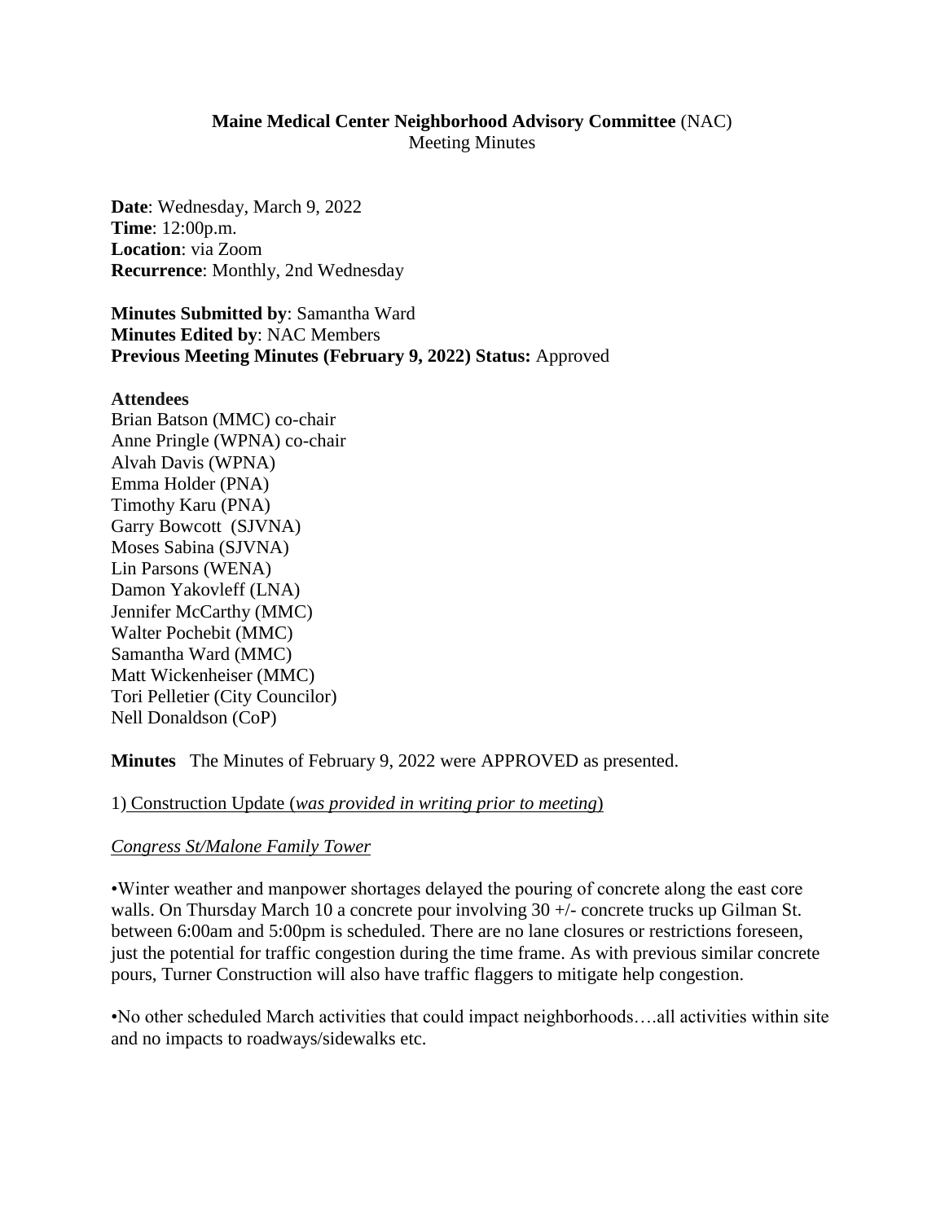**Maine Medical Center Neighborhood Advisory Committee** (NAC)
Meeting Minutes

**Date**: Wednesday, March 9, 2022
**Time**: 12:00p.m.
**Location**: via Zoom
**Recurrence**: Monthly, 2nd Wednesday

**Minutes Submitted by**: Samantha Ward
**Minutes Edited by**: NAC Members
**Previous Meeting Minutes (February 9, 2022) Status:** Approved

**Attendees**
Brian Batson (MMC) co-chair
Anne Pringle (WPNA) co-chair
Alvah Davis (WPNA)
Emma Holder (PNA)
Timothy Karu (PNA)
Garry Bowcott (SJVNA)
Moses Sabina (SJVNA)
Lin Parsons (WENA)
Damon Yakovleff (LNA)
Jennifer McCarthy (MMC)
Walter Pochebit (MMC)
Samantha Ward (MMC)
Matt Wickenheiser (MMC)
Tori Pelletier (City Councilor)
Nell Donaldson (CoP)

**Minutes** The Minutes of February 9, 2022 were APPROVED as presented.

1) Construction Update (*was provided in writing prior to meeting*)

*Congress St/Malone Family Tower*

•Winter weather and manpower shortages delayed the pouring of concrete along the east core walls. On Thursday March 10 a concrete pour involving 30 +/- concrete trucks up Gilman St. between 6:00am and 5:00pm is scheduled. There are no lane closures or restrictions foreseen, just the potential for traffic congestion during the time frame. As with previous similar concrete pours, Turner Construction will also have traffic flaggers to mitigate help congestion.

•No other scheduled March activities that could impact neighborhoods….all activities within site and no impacts to roadways/sidewalks etc.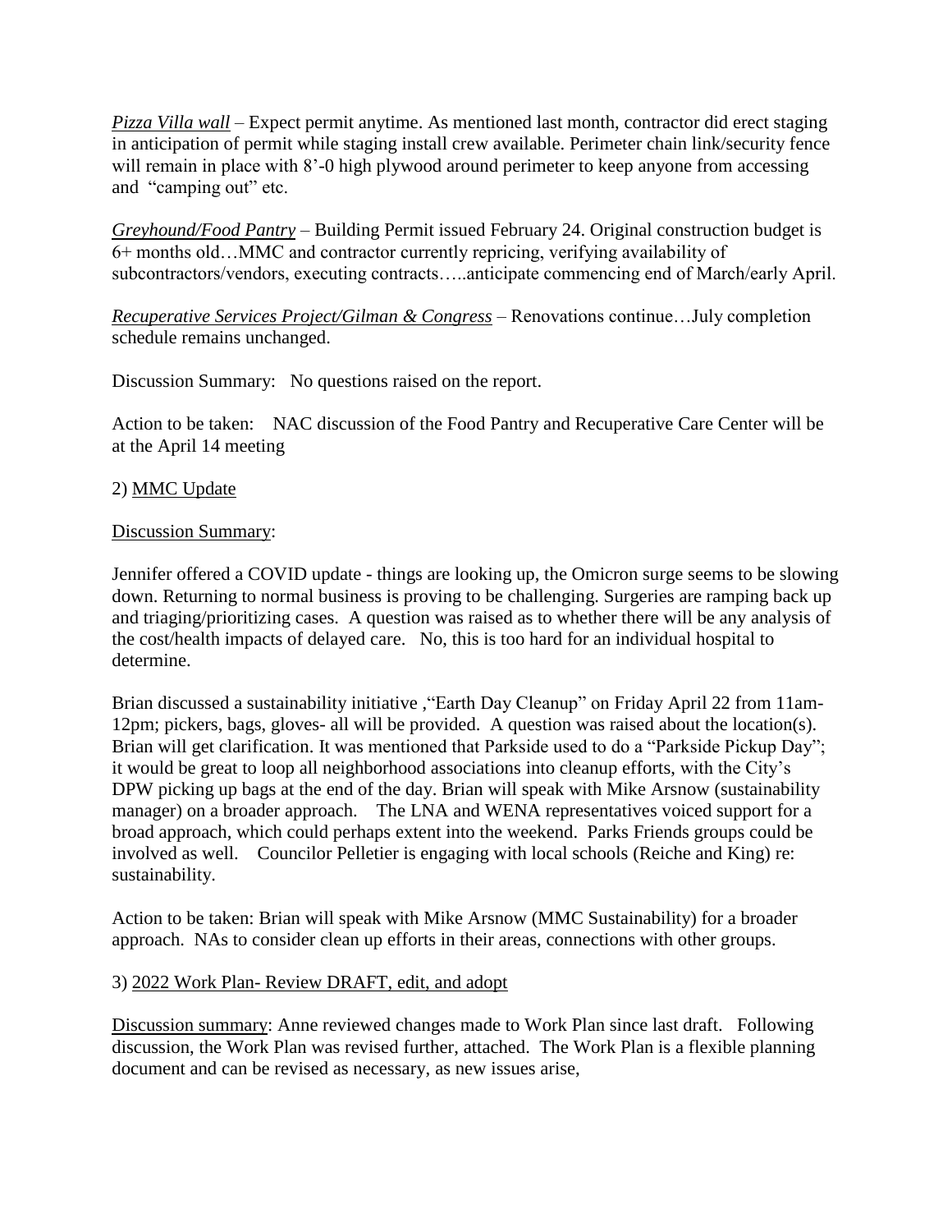*Pizza Villa wall* – Expect permit anytime. As mentioned last month, contractor did erect staging in anticipation of permit while staging install crew available. Perimeter chain link/security fence will remain in place with 8'-0 high plywood around perimeter to keep anyone from accessing and "camping out" etc.

*Greyhound/Food Pantry* – Building Permit issued February 24. Original construction budget is 6+ months old…MMC and contractor currently repricing, verifying availability of subcontractors/vendors, executing contracts…..anticipate commencing end of March/early April.

*Recuperative Services Project/Gilman & Congress* – Renovations continue…July completion schedule remains unchanged.

Discussion Summary: No questions raised on the report.

Action to be taken: NAC discussion of the Food Pantry and Recuperative Care Center will be at the April 14 meeting

2) MMC Update

Discussion Summary:

Jennifer offered a COVID update - things are looking up, the Omicron surge seems to be slowing down. Returning to normal business is proving to be challenging. Surgeries are ramping back up and triaging/prioritizing cases. A question was raised as to whether there will be any analysis of the cost/health impacts of delayed care. No, this is too hard for an individual hospital to determine.

Brian discussed a sustainability initiative ,"Earth Day Cleanup" on Friday April 22 from 11am-12pm; pickers, bags, gloves- all will be provided. A question was raised about the location(s). Brian will get clarification. It was mentioned that Parkside used to do a "Parkside Pickup Day"; it would be great to loop all neighborhood associations into cleanup efforts, with the City's DPW picking up bags at the end of the day. Brian will speak with Mike Arsnow (sustainability manager) on a broader approach. The LNA and WENA representatives voiced support for a broad approach, which could perhaps extent into the weekend. Parks Friends groups could be involved as well. Councilor Pelletier is engaging with local schools (Reiche and King) re: sustainability.

Action to be taken: Brian will speak with Mike Arsnow (MMC Sustainability) for a broader approach. NAs to consider clean up efforts in their areas, connections with other groups.

3) 2022 Work Plan- Review DRAFT, edit, and adopt

Discussion summary: Anne reviewed changes made to Work Plan since last draft. Following discussion, the Work Plan was revised further, attached. The Work Plan is a flexible planning document and can be revised as necessary, as new issues arise,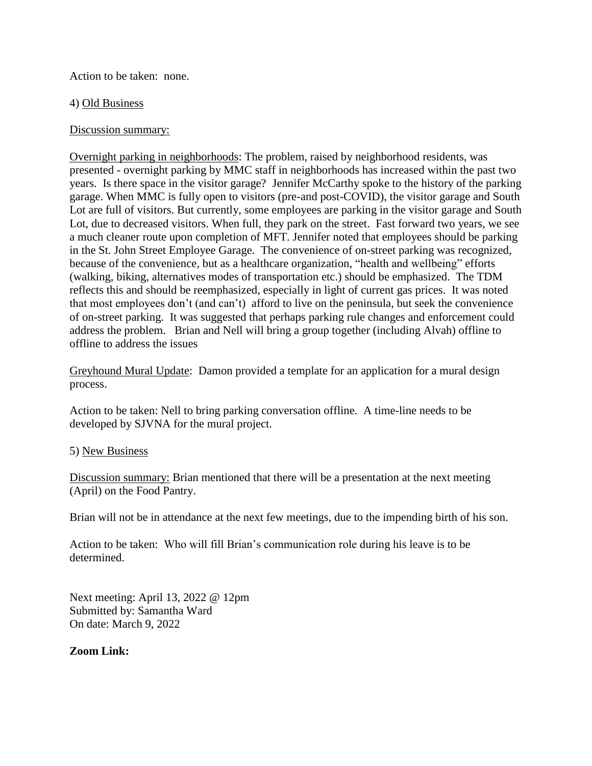Action to be taken: none.

4) <u>Old Business</u>

<u>Discussion summary:</u>

<u>Overnight parking in neighborhoods</u>: The problem, raised by neighborhood residents, was presented - overnight parking by MMC staff in neighborhoods has increased within the past two years. Is there space in the visitor garage? Jennifer McCarthy spoke to the history of the parking garage. When MMC is fully open to visitors (pre-and post-COVID), the visitor garage and South Lot are full of visitors. But currently, some employees are parking in the visitor garage and South Lot, due to decreased visitors. When full, they park on the street. Fast forward two years, we see a much cleaner route upon completion of MFT. Jennifer noted that employees should be parking in the St. John Street Employee Garage. The convenience of on-street parking was recognized, because of the convenience, but as a healthcare organization, "health and wellbeing" efforts (walking, biking, alternatives modes of transportation etc.) should be emphasized. The TDM reflects this and should be reemphasized, especially in light of current gas prices. It was noted that most employees don't (and can't) afford to live on the peninsula, but seek the convenience of on-street parking. It was suggested that perhaps parking rule changes and enforcement could address the problem. Brian and Nell will bring a group together (including Alvah) offline to offline to address the issues

<u>Greyhound Mural Update</u>: Damon provided a template for an application for a mural design process.

Action to be taken: Nell to bring parking conversation offline. A time-line needs to be developed by SJVNA for the mural project.

5) <u>New Business</u>

<u>Discussion summary:</u> Brian mentioned that there will be a presentation at the next meeting (April) on the Food Pantry.

Brian will not be in attendance at the next few meetings, due to the impending birth of his son.

Action to be taken: Who will fill Brian's communication role during his leave is to be determined.

Next meeting: April 13, 2022 @ 12pm
Submitted by: Samantha Ward
On date: March 9, 2022

**Zoom Link:**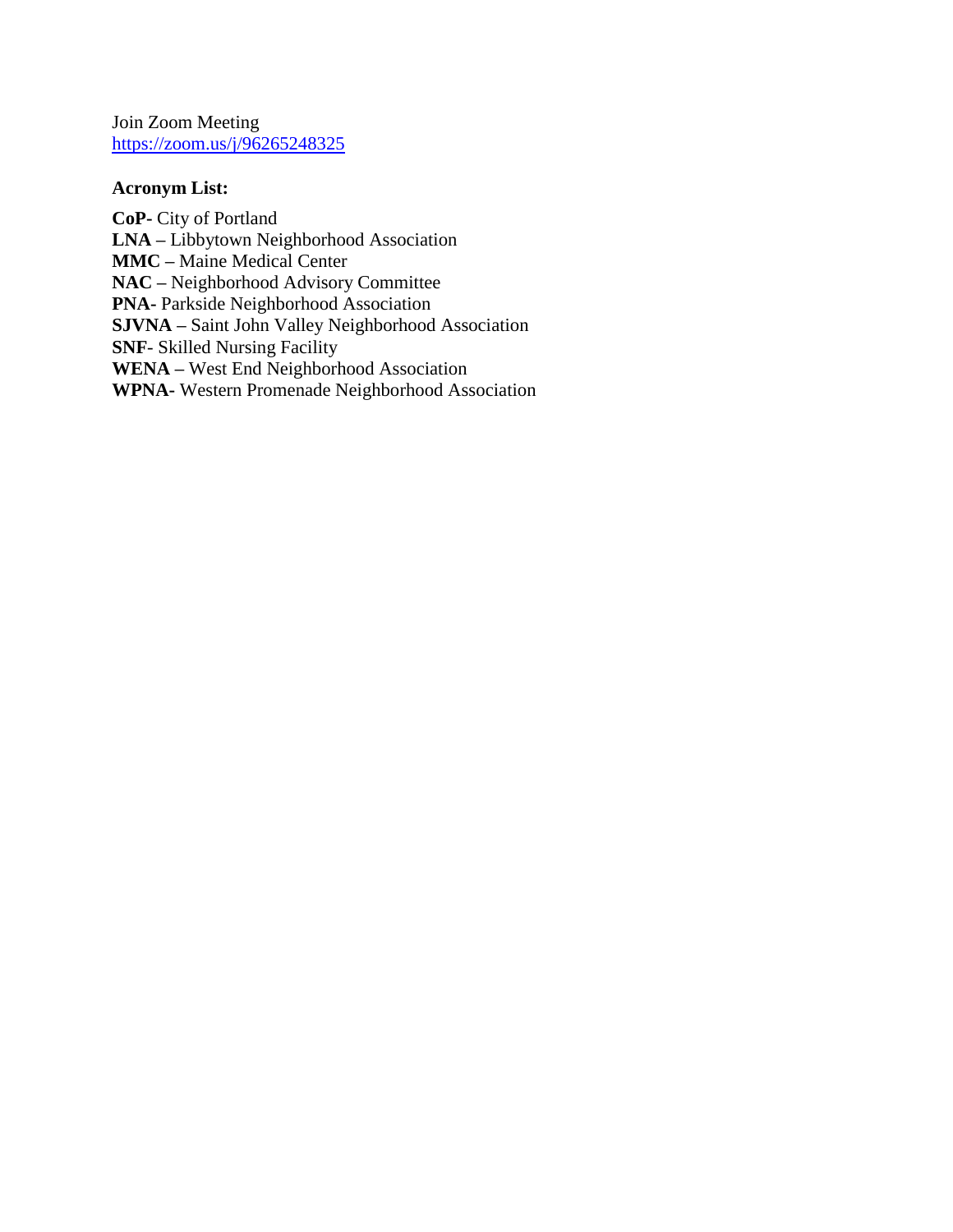Join Zoom Meeting
https://zoom.us/j/96265248325

**Acronym List:**

**CoP-** City of Portland
**LNA** – Libbytown Neighborhood Association
**MMC** – Maine Medical Center
**NAC** – Neighborhood Advisory Committee
**PNA-** Parkside Neighborhood Association
**SJVNA** – Saint John Valley Neighborhood Association
**SNF**- Skilled Nursing Facility
**WENA** – West End Neighborhood Association
**WPNA-** Western Promenade Neighborhood Association